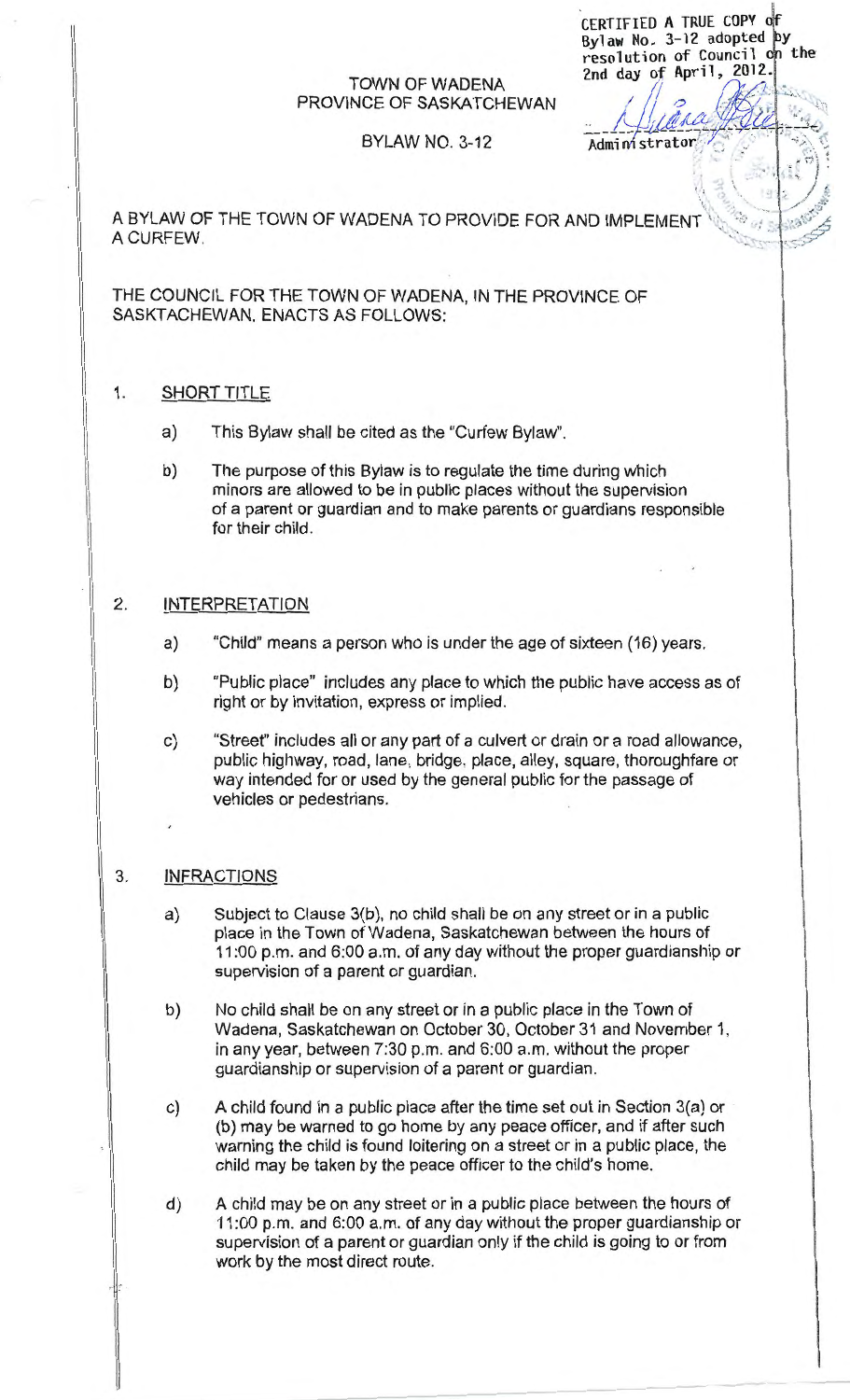CERTIFIED A TRUE COPY of Bylaw No. 3-12 adopted by resolution of Council on the 2nd day of April, 2012.

Administrator

TOWN OF WADENA
PROVINCE OF SASKATCHEWAN

BYLAW NO. 3-12

A BYLAW OF THE TOWN OF WADENA TO PROVIDE FOR AND IMPLEMENT A CURFEW.

THE COUNCIL FOR THE TOWN OF WADENA, IN THE PROVINCE OF SASKTACHEWAN, ENACTS AS FOLLOWS:

1. SHORT TITLE

   a) This Bylaw shall be cited as the "Curfew Bylaw".

   b) The purpose of this Bylaw is to regulate the time during which minors are allowed to be in public places without the supervision of a parent or guardian and to make parents or guardians responsible for their child.

2. INTERPRETATION

   a) "Child" means a person who is under the age of sixteen (16) years.

   b) "Public place" includes any place to which the public have access as of right or by invitation, express or implied.

   c) "Street" includes all or any part of a culvert or drain or a road allowance, public highway, road, lane, bridge, place, alley, square, thoroughfare or way intended for or used by the general public for the passage of vehicles or pedestrians.

3. INFRACTIONS

   a) Subject to Clause 3(b), no child shall be on any street or in a public place in the Town of Wadena, Saskatchewan between the hours of 11:00 p.m. and 6:00 a.m. of any day without the proper guardianship or supervision of a parent or guardian.

   b) No child shall be on any street or in a public place in the Town of Wadena, Saskatchewan on October 30, October 31 and November 1, in any year, between 7:30 p.m. and 6:00 a.m. without the proper guardianship or supervision of a parent or guardian.

   c) A child found in a public place after the time set out in Section 3(a) or (b) may be warned to go home by any peace officer, and if after such warning the child is found loitering on a street or in a public place, the child may be taken by the peace officer to the child's home.

   d) A child may be on any street or in a public place between the hours of 11:00 p.m. and 6:00 a.m. of any day without the proper guardianship or supervision of a parent or guardian only if the child is going to or from work by the most direct route.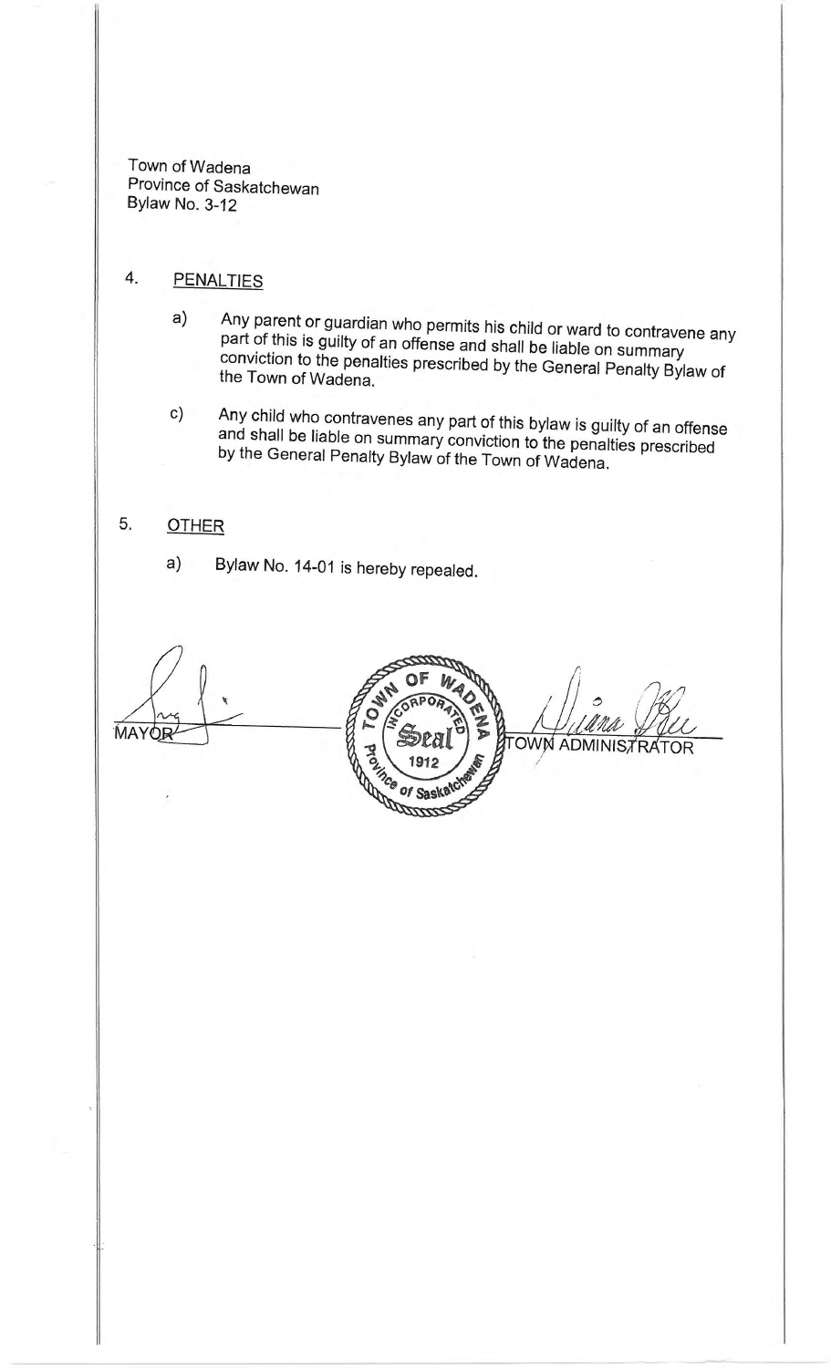Town of Wadena
Province of Saskatchewan
Bylaw No. 3-12

4. PENALTIES

a) Any parent or guardian who permits his child or ward to contravene any part of this is guilty of an offense and shall be liable on summary conviction to the penalties prescribed by the General Penalty Bylaw of the Town of Wadena.

c) Any child who contravenes any part of this bylaw is guilty of an offense and shall be liable on summary conviction to the penalties prescribed by the General Penalty Bylaw of the Town of Wadena.

5. OTHER

a) Bylaw No. 14-01 is hereby repealed.

MAYOR

TOWN OF WADENA INCORPORATED Seal 1912 Province of Saskatchewan

TOWN ADMINISTRATOR